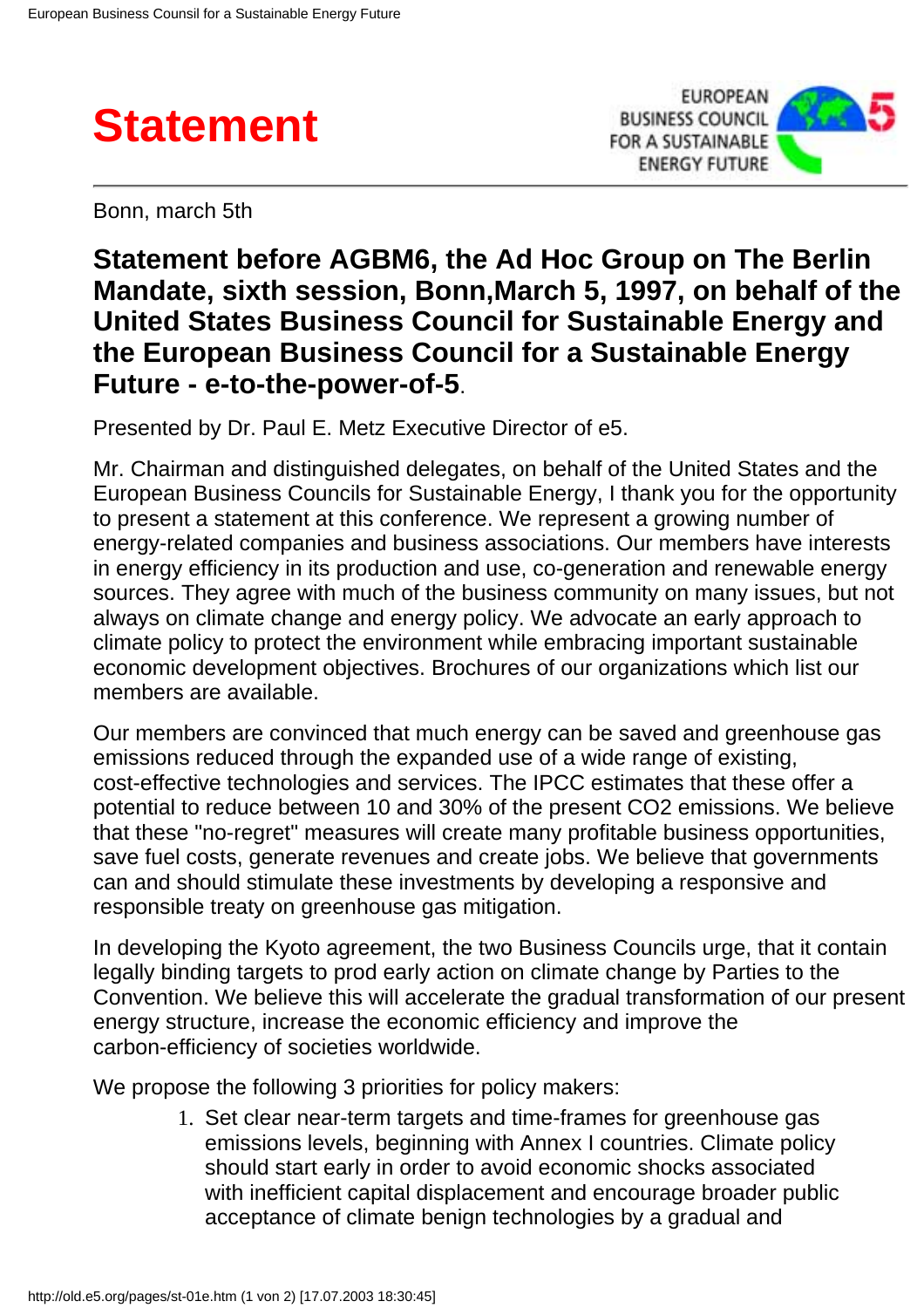# Statement

Bonn, march 5th

## Statement before AGBM6, the Ad Hoc Group on The Berlin Mandate, sixth session, Bonn,March 5, 1997, on behalf of the United States Business Council for Sustainable Energy and the European Business Council for a Sustainable Energy Future - e-to-the-power-of-5.

Presented by Dr. Paul E. Metz Executive Director of e5.

Mr. Chairman and distinguished delegates, on behalf of the United States and the European Business Councils for Sustainable Energy, I thank you for the opportunity to present a statement at this conference. We represent a growing number of energy-related companies and business associations. Our members have interests in energy efficiency in its production and use, co-generation and renewable energy sources. They agree with much of the business community on many issues, but not always on climate change and energy policy. We advocate an early approach to climate policy to protect the environment while embracing important sustainable economic development objectives. Brochures of our organizations which list our members are available.

Our members are convinced that much energy can be saved and greenhouse gas emissions reduced through the expanded use of a wide range of existing, cost-effective technologies and services. The IPCC estimates that these offer a potential to reduce between 10 and 30% of the present $CO_2$ emissions. We believe that these "no-regret" measures will create many profitable business opportunities, save fuel costs, generate revenues and create jobs. We believe that governments can and should stimulate these investments by developing a responsive and responsible treaty on greenhouse gas mitigation.

In developing the Kyoto agreement, the two Business Councils urge, that it contain legally binding targets to prod early action on climate change by Parties to the Convention. We believe this will accelerate the gradual transformation of our present energy structure, increase the economic efficiency and improve the carbon-efficiency of societies worldwide.

We propose the following 3 priorities for policy makers:

1. Set clear near-term targets and time-frames for greenhouse gas emissions levels, beginning with Annex I countries. Climate policy should start early in order to avoid economic shocks associated with inefficient capital displacement and encourage broader public acceptance of climate benign technologies by a gradual and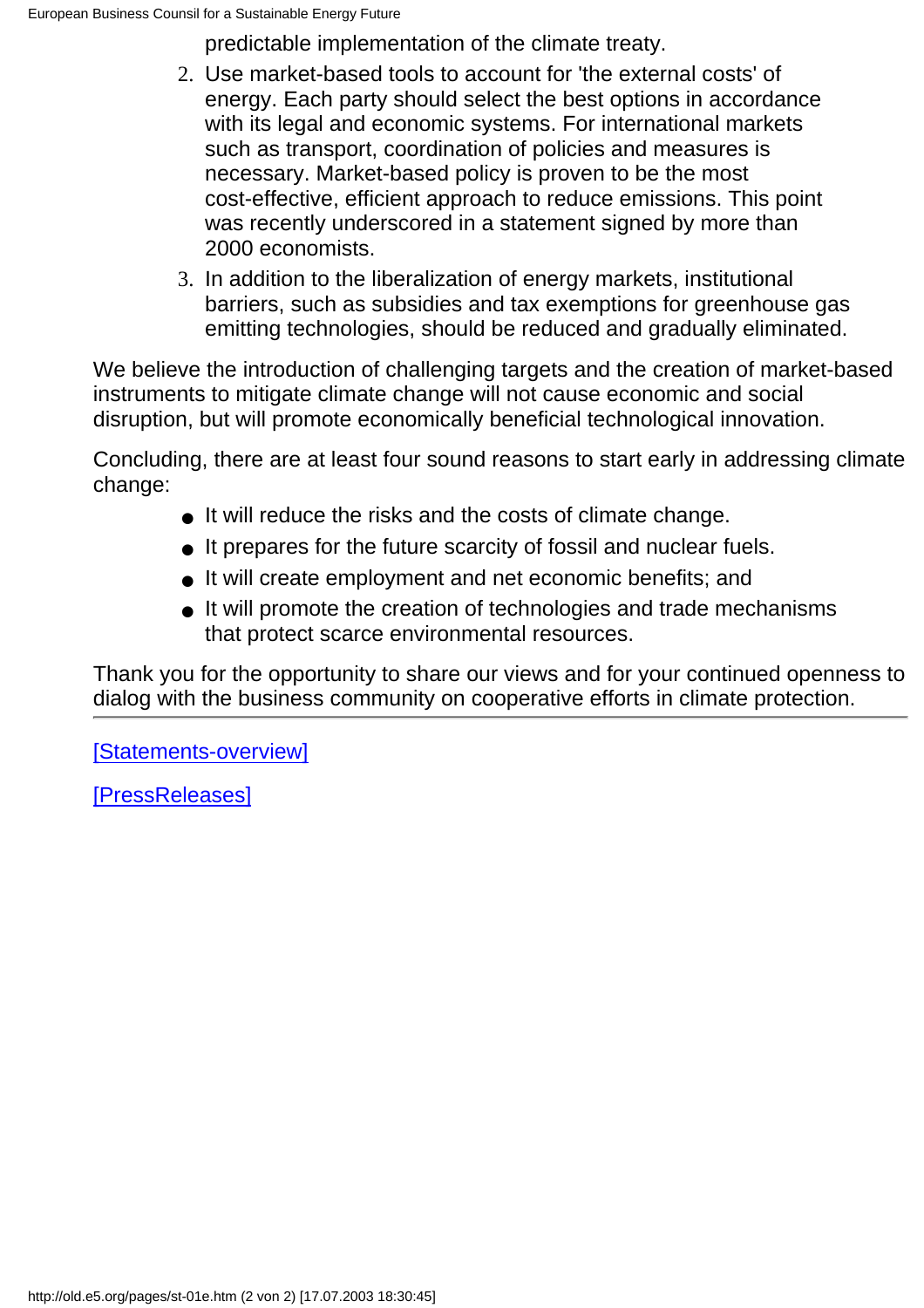predictable implementation of the climate treaty.

2. Use market-based tools to account for 'the external costs' of energy. Each party should select the best options in accordance with its legal and economic systems. For international markets such as transport, coordination of policies and measures is necessary. Market-based policy is proven to be the most cost-effective, efficient approach to reduce emissions. This point was recently underscored in a statement signed by more than 2000 economists.
3. In addition to the liberalization of energy markets, institutional barriers, such as subsidies and tax exemptions for greenhouse gas emitting technologies, should be reduced and gradually eliminated.

We believe the introduction of challenging targets and the creation of market-based instruments to mitigate climate change will not cause economic and social disruption, but will promote economically beneficial technological innovation.

Concluding, there are at least four sound reasons to start early in addressing climate change:

- It will reduce the risks and the costs of climate change.
- It prepares for the future scarcity of fossil and nuclear fuels.
- It will create employment and net economic benefits; and
- It will promote the creation of technologies and trade mechanisms that protect scarce environmental resources.

Thank you for the opportunity to share our views and for your continued openness to dialog with the business community on cooperative efforts in climate protection.

---

[Statements-overview]

[PressReleases]